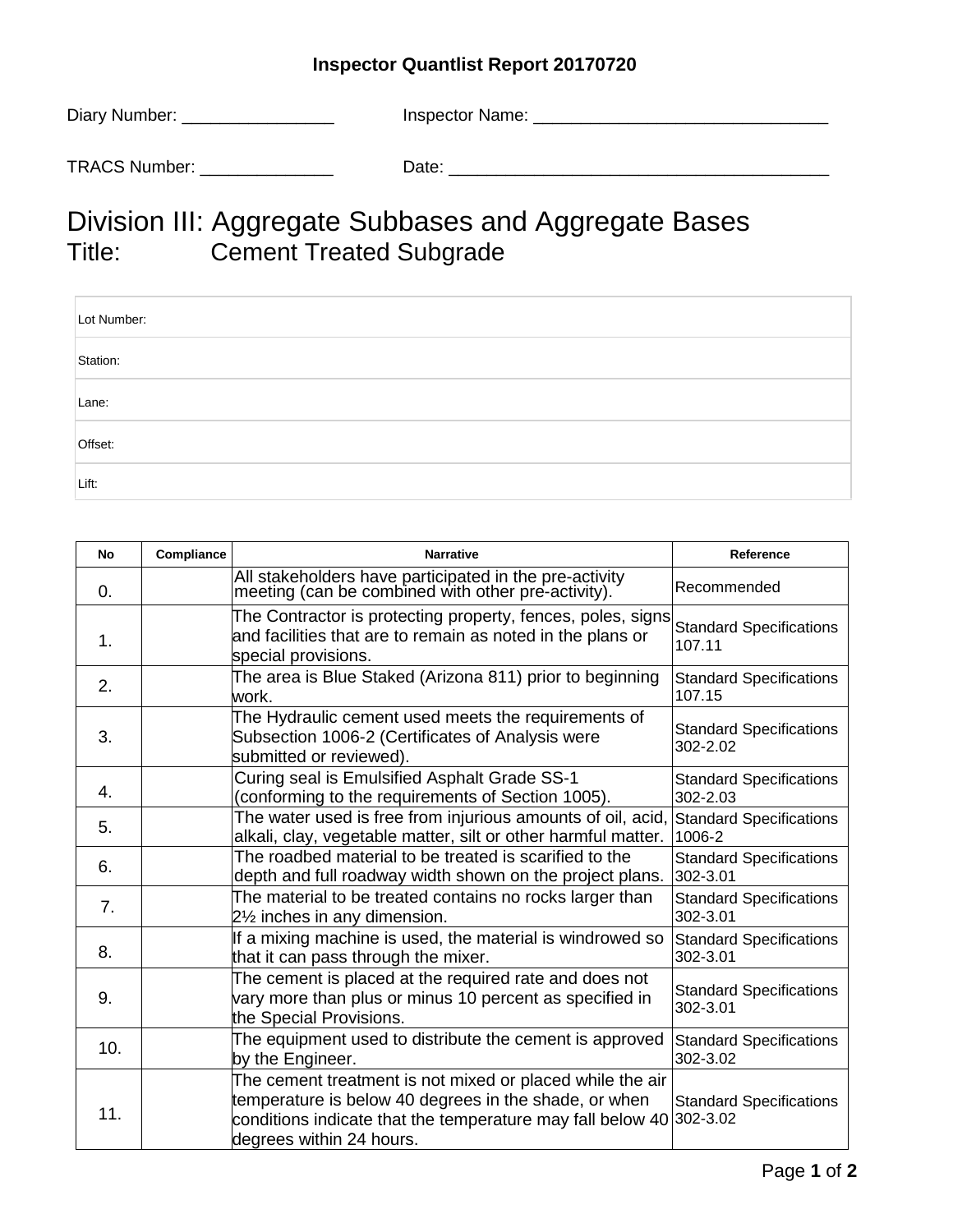**Inspector Quantlist Report 20170720**

Diary Number: ________________ Inspector Name: _______________________________

TRACS Number: ______________ Date: ________________________________________

# Division III: Aggregate Subbases and Aggregate Bases

## Title: Cement Treated Subgrade

| Lot Number: |
|---|
| Station: |
| Lane: |
| Offset: |
| Lift: |

| No | Compliance | Narrative | Reference |
|---|---|---|---|
| 0. | | All stakeholders have participated in the pre-activity meeting (can be combined with other pre-activity). | Recommended |
| 1. | | The Contractor is protecting property, fences, poles, signs and facilities that are to remain as noted in the plans or special provisions. | Standard Specifications 107.11 |
| 2. | | The area is Blue Staked (Arizona 811) prior to beginning work. | Standard Specifications 107.15 |
| 3. | | The Hydraulic cement used meets the requirements of Subsection 1006-2 (Certificates of Analysis were submitted or reviewed). | Standard Specifications 302-2.02 |
| 4. | | Curing seal is Emulsified Asphalt Grade SS-1 (conforming to the requirements of Section 1005). | Standard Specifications 302-2.03 |
| 5. | | The water used is free from injurious amounts of oil, acid, alkali, clay, vegetable matter, silt or other harmful matter. | Standard Specifications 1006-2 |
| 6. | | The roadbed material to be treated is scarified to the depth and full roadway width shown on the project plans. | Standard Specifications 302-3.01 |
| 7. | | The material to be treated contains no rocks larger than 2½ inches in any dimension. | Standard Specifications 302-3.01 |
| 8. | | If a mixing machine is used, the material is windrowed so that it can pass through the mixer. | Standard Specifications 302-3.01 |
| 9. | | The cement is placed at the required rate and does not vary more than plus or minus 10 percent as specified in the Special Provisions. | Standard Specifications 302-3.01 |
| 10. | | The equipment used to distribute the cement is approved by the Engineer. | Standard Specifications 302-3.02 |
| 11. | | The cement treatment is not mixed or placed while the air temperature is below 40 degrees in the shade, or when conditions indicate that the temperature may fall below 40 degrees within 24 hours. | Standard Specifications 302-3.02 |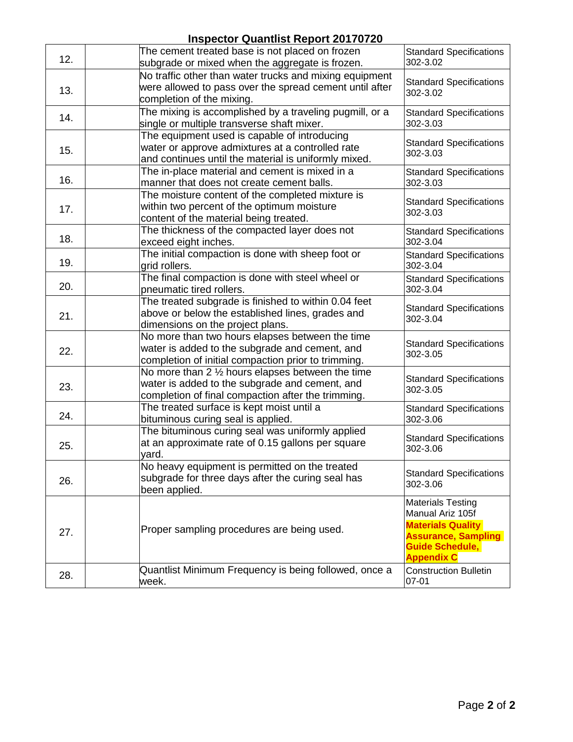## Inspector Quantlist Report 20170720

| | | | |
|---|---|---|---|
| 12. | | The cement treated base is not placed on frozen subgrade or mixed when the aggregate is frozen. | Standard Specifications 302-3.02 |
| 13. | | No traffic other than water trucks and mixing equipment were allowed to pass over the spread cement until after completion of the mixing. | Standard Specifications 302-3.02 |
| 14. | | The mixing is accomplished by a traveling pugmill, or a single or multiple transverse shaft mixer. | Standard Specifications 302-3.03 |
| 15. | | The equipment used is capable of introducing water or approve admixtures at a controlled rate and continues until the material is uniformly mixed. | Standard Specifications 302-3.03 |
| 16. | | The in-place material and cement is mixed in a manner that does not create cement balls. | Standard Specifications 302-3.03 |
| 17. | | The moisture content of the completed mixture is within two percent of the optimum moisture content of the material being treated. | Standard Specifications 302-3.03 |
| 18. | | The thickness of the compacted layer does not exceed eight inches. | Standard Specifications 302-3.04 |
| 19. | | The initial compaction is done with sheep foot or grid rollers. | Standard Specifications 302-3.04 |
| 20. | | The final compaction is done with steel wheel or pneumatic tired rollers. | Standard Specifications 302-3.04 |
| 21. | | The treated subgrade is finished to within 0.04 feet above or below the established lines, grades and dimensions on the project plans. | Standard Specifications 302-3.04 |
| 22. | | No more than two hours elapses between the time water is added to the subgrade and cement, and completion of initial compaction prior to trimming. | Standard Specifications 302-3.05 |
| 23. | | No more than 2 ½ hours elapses between the time water is added to the subgrade and cement, and completion of final compaction after the trimming. | Standard Specifications 302-3.05 |
| 24. | | The treated surface is kept moist until a bituminous curing seal is applied. | Standard Specifications 302-3.06 |
| 25. | | The bituminous curing seal was uniformly applied at an approximate rate of 0.15 gallons per square yard. | Standard Specifications 302-3.06 |
| 26. | | No heavy equipment is permitted on the treated subgrade for three days after the curing seal has been applied. | Standard Specifications 302-3.06 |
| 27. | | Proper sampling procedures are being used. | Materials Testing Manual Ariz 105f **Materials Quality Assurance, Sampling Guide Schedule, Appendix C** |
| 28. | | Quantlist Minimum Frequency is being followed, once a week. | Construction Bulletin 07-01 |